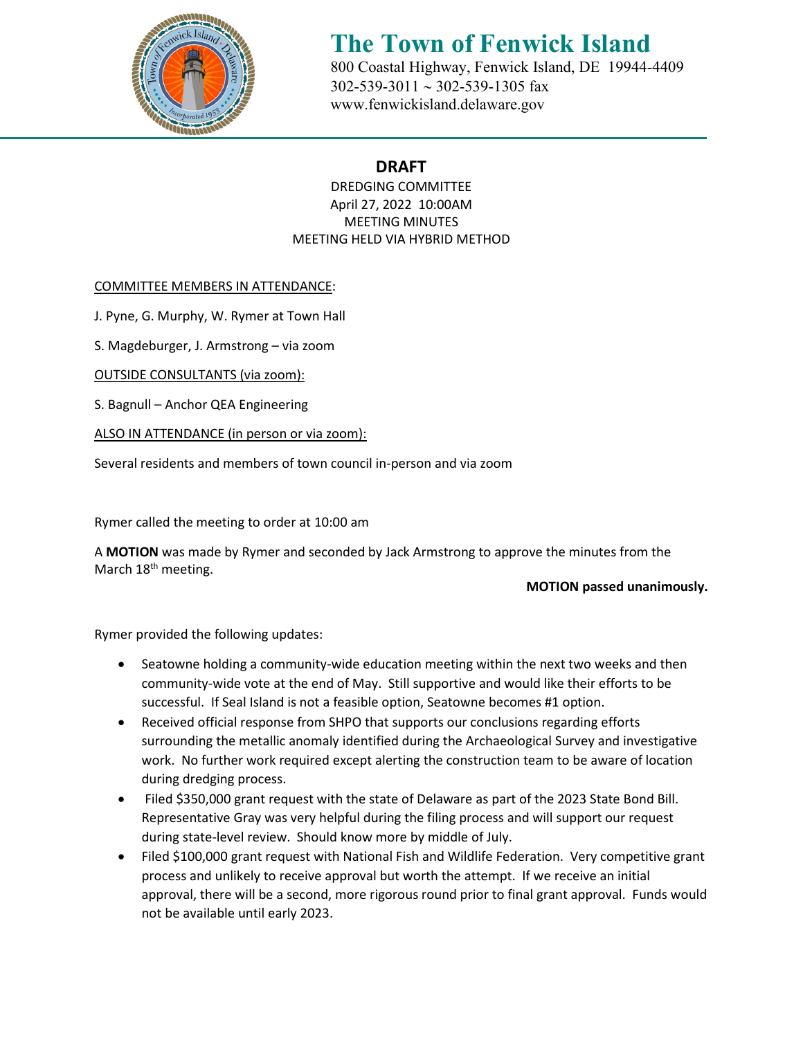# The Town of Fenwick Island

800 Coastal Highway, Fenwick Island, DE 19944-4409
302-539-3011 ~ 302-539-1305 fax
www.fenwickisland.delaware.gov

## DRAFT

DREDGING COMMITTEE
April 27, 2022 10:00AM
MEETING MINUTES
MEETING HELD VIA HYBRID METHOD

COMMITTEE MEMBERS IN ATTENDANCE:

J. Pyne, G. Murphy, W. Rymer at Town Hall

S. Magdeburger, J. Armstrong – via zoom

OUTSIDE CONSULTANTS (via zoom):

S. Bagnull – Anchor QEA Engineering

ALSO IN ATTENDANCE (in person or via zoom):

Several residents and members of town council in-person and via zoom

Rymer called the meeting to order at 10:00 am

A **MOTION** was made by Rymer and seconded by Jack Armstrong to approve the minutes from the March 18th meeting.

**MOTION passed unanimously.**

Rymer provided the following updates:

- Seatowne holding a community-wide education meeting within the next two weeks and then community-wide vote at the end of May. Still supportive and would like their efforts to be successful. If Seal Island is not a feasible option, Seatowne becomes #1 option.
- Received official response from SHPO that supports our conclusions regarding efforts surrounding the metallic anomaly identified during the Archaeological Survey and investigative work. No further work required except alerting the construction team to be aware of location during dredging process.
- Filed $350,000 grant request with the state of Delaware as part of the 2023 State Bond Bill. Representative Gray was very helpful during the filing process and will support our request during state-level review. Should know more by middle of July.
- Filed $100,000 grant request with National Fish and Wildlife Federation. Very competitive grant process and unlikely to receive approval but worth the attempt. If we receive an initial approval, there will be a second, more rigorous round prior to final grant approval. Funds would not be available until early 2023.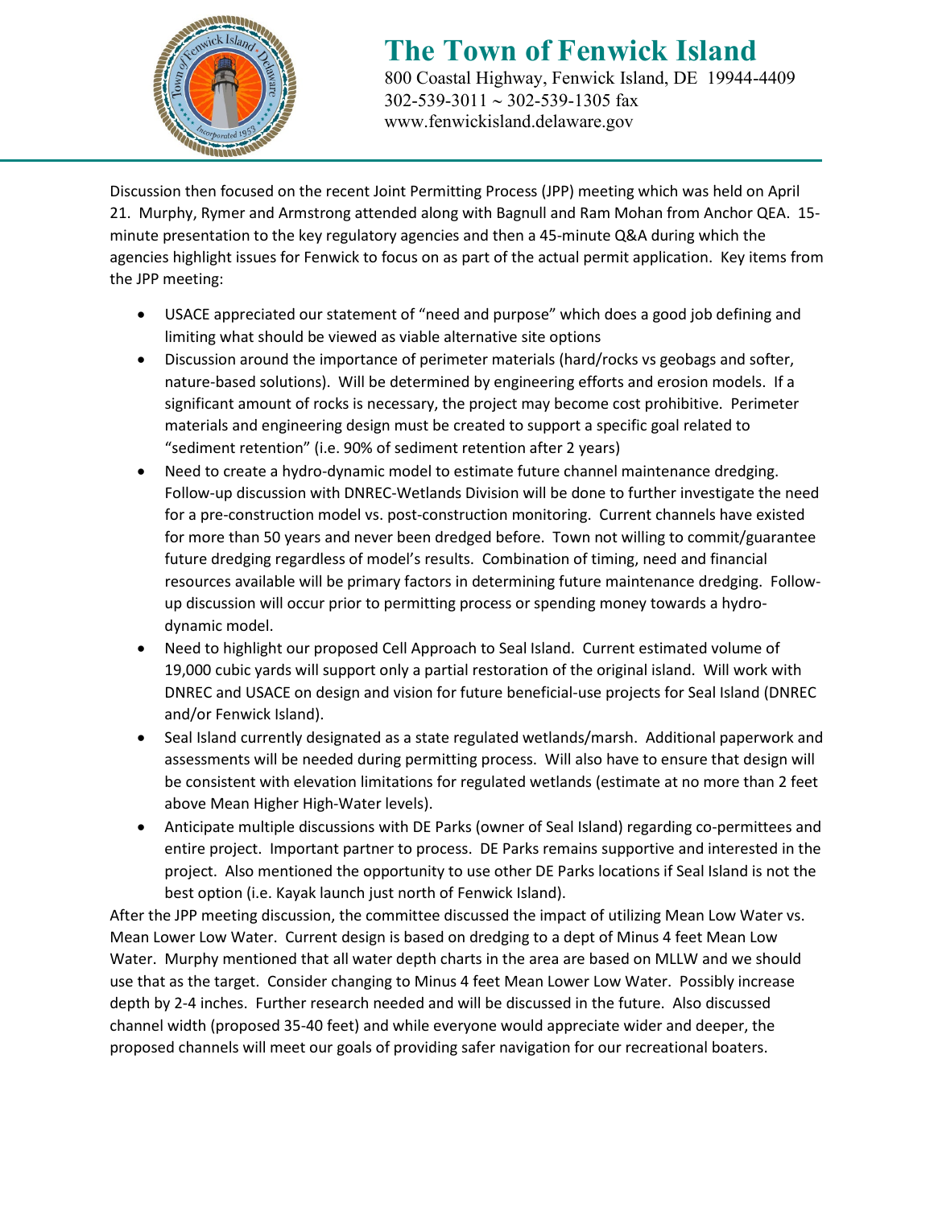Discussion then focused on the recent Joint Permitting Process (JPP) meeting which was held on April 21. Murphy, Rymer and Armstrong attended along with Bagnull and Ram Mohan from Anchor QEA. 15-minute presentation to the key regulatory agencies and then a 45-minute Q&A during which the agencies highlight issues for Fenwick to focus on as part of the actual permit application. Key items from the JPP meeting:

- USACE appreciated our statement of "need and purpose" which does a good job defining and limiting what should be viewed as viable alternative site options
- Discussion around the importance of perimeter materials (hard/rocks vs geobags and softer, nature-based solutions). Will be determined by engineering efforts and erosion models. If a significant amount of rocks is necessary, the project may become cost prohibitive. Perimeter materials and engineering design must be created to support a specific goal related to "sediment retention" (i.e. 90% of sediment retention after 2 years)
- Need to create a hydro-dynamic model to estimate future channel maintenance dredging. Follow-up discussion with DNREC-Wetlands Division will be done to further investigate the need for a pre-construction model vs. post-construction monitoring. Current channels have existed for more than 50 years and never been dredged before. Town not willing to commit/guarantee future dredging regardless of model's results. Combination of timing, need and financial resources available will be primary factors in determining future maintenance dredging. Follow-up discussion will occur prior to permitting process or spending money towards a hydro-dynamic model.
- Need to highlight our proposed Cell Approach to Seal Island. Current estimated volume of 19,000 cubic yards will support only a partial restoration of the original island. Will work with DNREC and USACE on design and vision for future beneficial-use projects for Seal Island (DNREC and/or Fenwick Island).
- Seal Island currently designated as a state regulated wetlands/marsh. Additional paperwork and assessments will be needed during permitting process. Will also have to ensure that design will be consistent with elevation limitations for regulated wetlands (estimate at no more than 2 feet above Mean Higher High-Water levels).
- Anticipate multiple discussions with DE Parks (owner of Seal Island) regarding co-permittees and entire project. Important partner to process. DE Parks remains supportive and interested in the project. Also mentioned the opportunity to use other DE Parks locations if Seal Island is not the best option (i.e. Kayak launch just north of Fenwick Island).

After the JPP meeting discussion, the committee discussed the impact of utilizing Mean Low Water vs. Mean Lower Low Water. Current design is based on dredging to a dept of Minus 4 feet Mean Low Water. Murphy mentioned that all water depth charts in the area are based on MLLW and we should use that as the target. Consider changing to Minus 4 feet Mean Lower Low Water. Possibly increase depth by 2-4 inches. Further research needed and will be discussed in the future. Also discussed channel width (proposed 35-40 feet) and while everyone would appreciate wider and deeper, the proposed channels will meet our goals of providing safer navigation for our recreational boaters.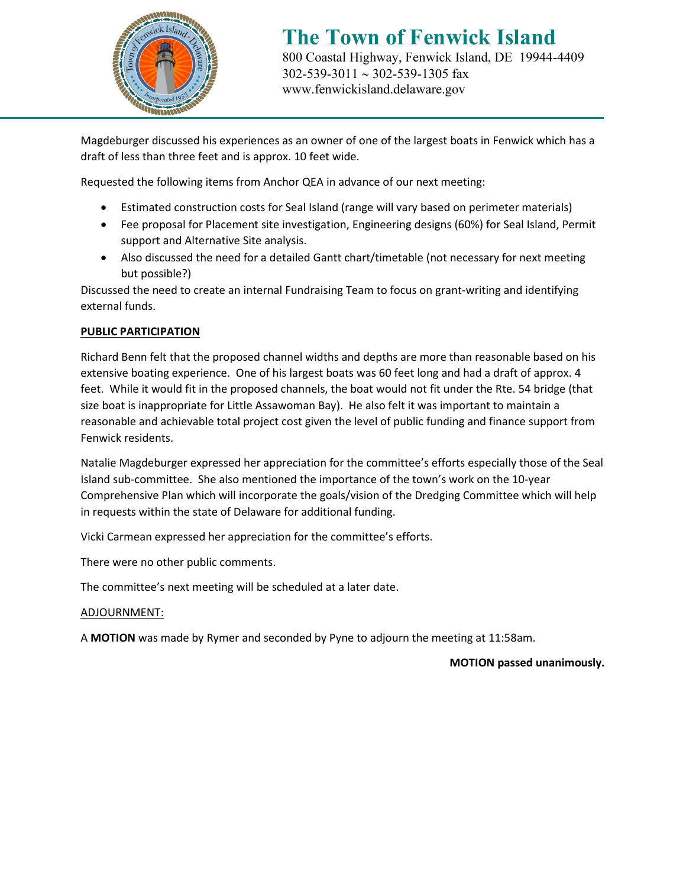Magdeburger discussed his experiences as an owner of one of the largest boats in Fenwick which has a draft of less than three feet and is approx. 10 feet wide.

Requested the following items from Anchor QEA in advance of our next meeting:

- Estimated construction costs for Seal Island (range will vary based on perimeter materials)
- Fee proposal for Placement site investigation, Engineering designs (60%) for Seal Island, Permit support and Alternative Site analysis.
- Also discussed the need for a detailed Gantt chart/timetable (not necessary for next meeting but possible?)

Discussed the need to create an internal Fundraising Team to focus on grant-writing and identifying external funds.

**PUBLIC PARTICIPATION**

Richard Benn felt that the proposed channel widths and depths are more than reasonable based on his extensive boating experience. One of his largest boats was 60 feet long and had a draft of approx. 4 feet. While it would fit in the proposed channels, the boat would not fit under the Rte. 54 bridge (that size boat is inappropriate for Little Assawoman Bay). He also felt it was important to maintain a reasonable and achievable total project cost given the level of public funding and finance support from Fenwick residents.

Natalie Magdeburger expressed her appreciation for the committee's efforts especially those of the Seal Island sub-committee. She also mentioned the importance of the town's work on the 10-year Comprehensive Plan which will incorporate the goals/vision of the Dredging Committee which will help in requests within the state of Delaware for additional funding.

Vicki Carmean expressed her appreciation for the committee's efforts.

There were no other public comments.

The committee's next meeting will be scheduled at a later date.

ADJOURNMENT:

A **MOTION** was made by Rymer and seconded by Pyne to adjourn the meeting at 11:58am.

**MOTION passed unanimously.**